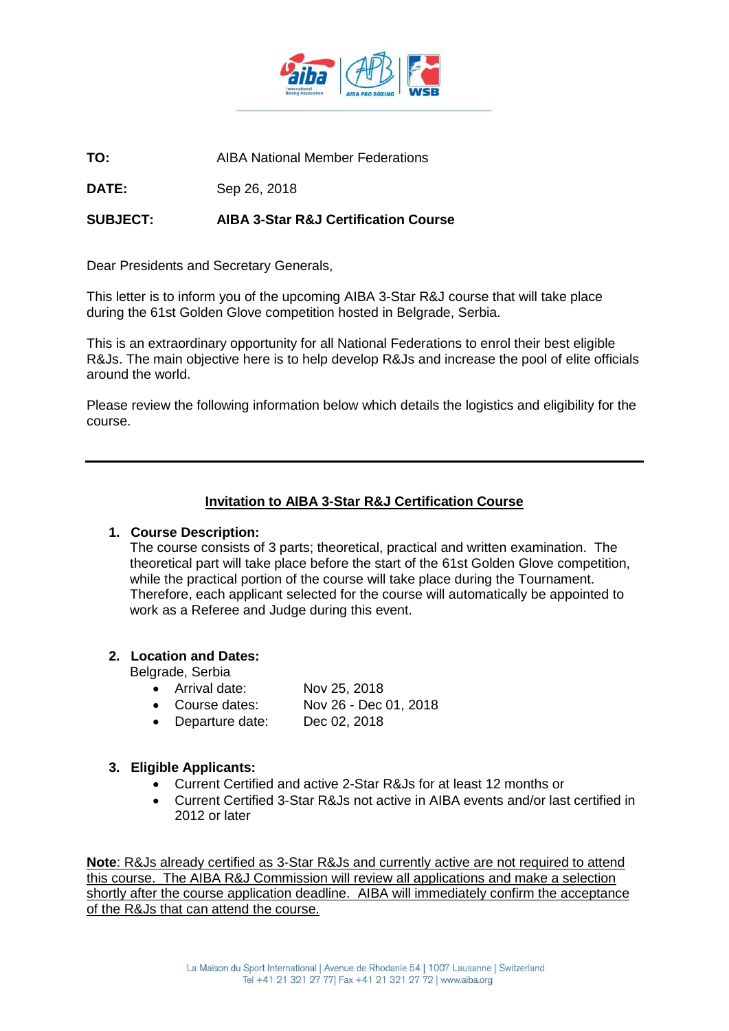**TO:** AIBA National Member Federations

**DATE:** Sep 26, 2018

**SUBJECT:** **AIBA 3-Star R&J Certification Course**

Dear Presidents and Secretary Generals,

This letter is to inform you of the upcoming AIBA 3-Star R&J course that will take place during the 61st Golden Glove competition hosted in Belgrade, Serbia.

This is an extraordinary opportunity for all National Federations to enrol their best eligible R&Js. The main objective here is to help develop R&Js and increase the pool of elite officials around the world.

Please review the following information below which details the logistics and eligibility for the course.

---

## Invitation to AIBA 3-Star R&J Certification Course

1. **Course Description:**
   The course consists of 3 parts; theoretical, practical and written examination. The theoretical part will take place before the start of the 61st Golden Glove competition, while the practical portion of the course will take place during the Tournament. Therefore, each applicant selected for the course will automatically be appointed to work as a Referee and Judge during this event.

2. **Location and Dates:**
   Belgrade, Serbia
   - Arrival date: Nov 25, 2018
   - Course dates: Nov 26 - Dec 01, 2018
   - Departure date: Dec 02, 2018

3. **Eligible Applicants:**
   - Current Certified and active 2-Star R&Js for at least 12 months or
   - Current Certified 3-Star R&Js not active in AIBA events and/or last certified in 2012 or later

**Note**: R&Js already certified as 3-Star R&Js and currently active are not required to attend this course. The AIBA R&J Commission will review all applications and make a selection shortly after the course application deadline. AIBA will immediately confirm the acceptance of the R&Js that can attend the course.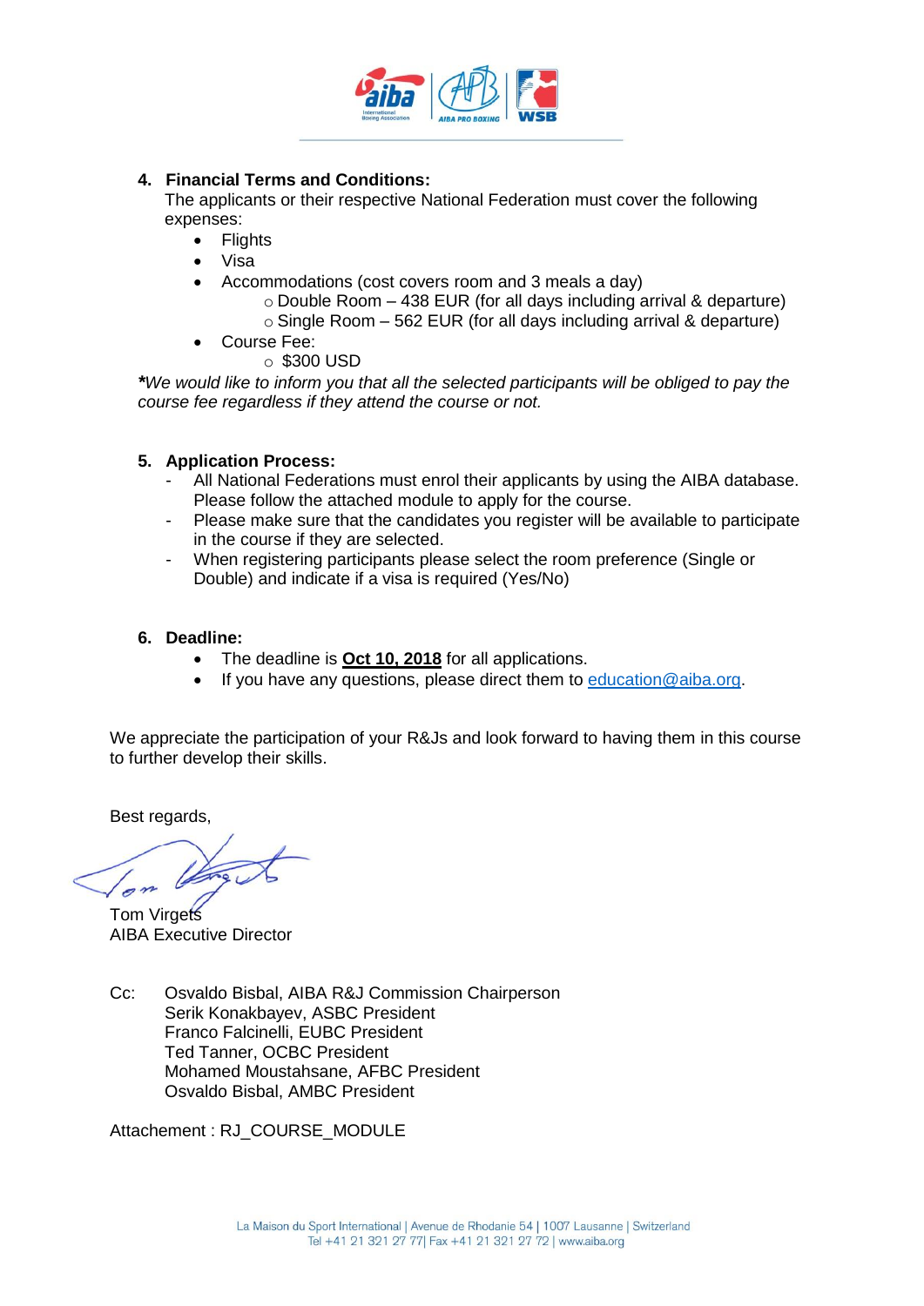4. **Financial Terms and Conditions:**
   The applicants or their respective National Federation must cover the following expenses:
   - Flights
   - Visa
   - Accommodations (cost covers room and 3 meals a day)
     - Double Room – 438 EUR (for all days including arrival & departure)
     - Single Room – 562 EUR (for all days including arrival & departure)
   - Course Fee:
     - $300 USD

***We would like to inform you that all the selected participants will be obliged to pay the course fee regardless if they attend the course or not.***

5. **Application Process:**
   - All National Federations must enrol their applicants by using the AIBA database. Please follow the attached module to apply for the course.
   - Please make sure that the candidates you register will be available to participate in the course if they are selected.
   - When registering participants please select the room preference (Single or Double) and indicate if a visa is required (Yes/No)

6. **Deadline:**
   - The deadline is **Oct 10, 2018** for all applications.
   - If you have any questions, please direct them to education@aiba.org.

We appreciate the participation of your R&Js and look forward to having them in this course to further develop their skills.

Best regards,

Tom Virgets
AIBA Executive Director

Cc: Osvaldo Bisbal, AIBA R&J Commission Chairperson
Serik Konakbayev, ASBC President
Franco Falcinelli, EUBC President
Ted Tanner, OCBC President
Mohamed Moustahsane, AFBC President
Osvaldo Bisbal, AMBC President

Attachement : RJ_COURSE_MODULE